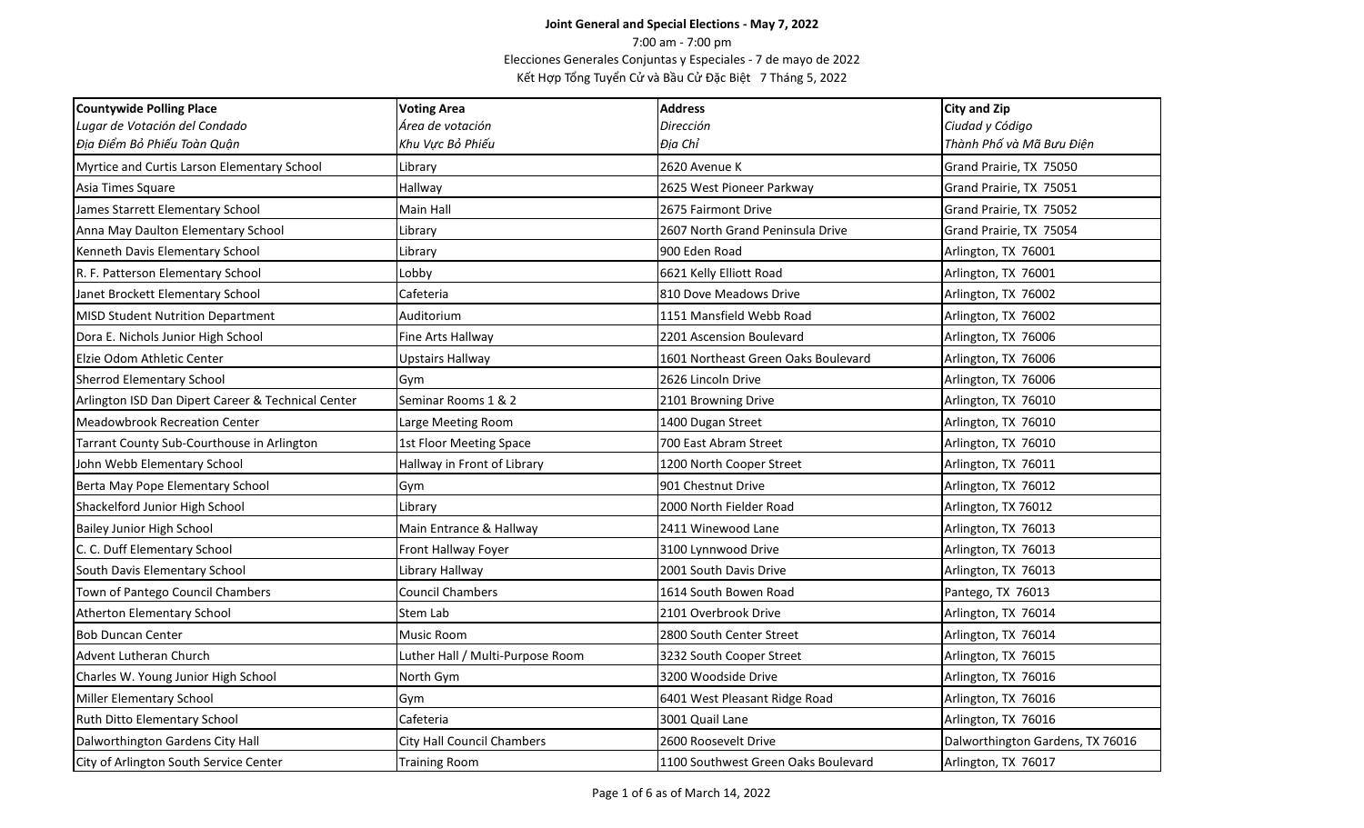**Joint General and Special Elections - May 7, 2022**

7:00 am - 7:00 pm

Elecciones Generales Conjuntas y Especiales - 7 de mayo de 2022

Kết Hợp Tổng Tuyển Cử và Bầu Cử Đặc Biệt 7 Tháng 5, 2022

| **Countywide Polling Place**<br>*Lugar de Votación del Condado*<br>*Địa Điểm Bỏ Phiếu Toàn Quận* | **Voting Area**<br>*Área de votación*<br>*Khu Vực Bỏ Phiếu* | **Address**<br>*Dirección*<br>*Địa Chỉ* | **City and Zip**<br>*Ciudad y Código*<br>*Thành Phố và Mã Bưu Điện* |
|---|---|---|---|
| Myrtice and Curtis Larson Elementary School | Library | 2620 Avenue K | Grand Prairie, TX 75050 |
| Asia Times Square | Hallway | 2625 West Pioneer Parkway | Grand Prairie, TX 75051 |
| James Starrett Elementary School | Main Hall | 2675 Fairmont Drive | Grand Prairie, TX 75052 |
| Anna May Daulton Elementary School | Library | 2607 North Grand Peninsula Drive | Grand Prairie, TX 75054 |
| Kenneth Davis Elementary School | Library | 900 Eden Road | Arlington, TX 76001 |
| R. F. Patterson Elementary School | Lobby | 6621 Kelly Elliott Road | Arlington, TX 76001 |
| Janet Brockett Elementary School | Cafeteria | 810 Dove Meadows Drive | Arlington, TX 76002 |
| MISD Student Nutrition Department | Auditorium | 1151 Mansfield Webb Road | Arlington, TX 76002 |
| Dora E. Nichols Junior High School | Fine Arts Hallway | 2201 Ascension Boulevard | Arlington, TX 76006 |
| Elzie Odom Athletic Center | Upstairs Hallway | 1601 Northeast Green Oaks Boulevard | Arlington, TX 76006 |
| Sherrod Elementary School | Gym | 2626 Lincoln Drive | Arlington, TX 76006 |
| Arlington ISD Dan Dipert Career & Technical Center | Seminar Rooms 1 & 2 | 2101 Browning Drive | Arlington, TX 76010 |
| Meadowbrook Recreation Center | Large Meeting Room | 1400 Dugan Street | Arlington, TX 76010 |
| Tarrant County Sub-Courthouse in Arlington | 1st Floor Meeting Space | 700 East Abram Street | Arlington, TX 76010 |
| John Webb Elementary School | Hallway in Front of Library | 1200 North Cooper Street | Arlington, TX 76011 |
| Berta May Pope Elementary School | Gym | 901 Chestnut Drive | Arlington, TX 76012 |
| Shackelford Junior High School | Library | 2000 North Fielder Road | Arlington, TX 76012 |
| Bailey Junior High School | Main Entrance & Hallway | 2411 Winewood Lane | Arlington, TX 76013 |
| C. C. Duff Elementary School | Front Hallway Foyer | 3100 Lynnwood Drive | Arlington, TX 76013 |
| South Davis Elementary School | Library Hallway | 2001 South Davis Drive | Arlington, TX 76013 |
| Town of Pantego Council Chambers | Council Chambers | 1614 South Bowen Road | Pantego, TX 76013 |
| Atherton Elementary School | Stem Lab | 2101 Overbrook Drive | Arlington, TX 76014 |
| Bob Duncan Center | Music Room | 2800 South Center Street | Arlington, TX 76014 |
| Advent Lutheran Church | Luther Hall / Multi-Purpose Room | 3232 South Cooper Street | Arlington, TX 76015 |
| Charles W. Young Junior High School | North Gym | 3200 Woodside Drive | Arlington, TX 76016 |
| Miller Elementary School | Gym | 6401 West Pleasant Ridge Road | Arlington, TX 76016 |
| Ruth Ditto Elementary School | Cafeteria | 3001 Quail Lane | Arlington, TX 76016 |
| Dalworthington Gardens City Hall | City Hall Council Chambers | 2600 Roosevelt Drive | Dalworthington Gardens, TX 76016 |
| City of Arlington South Service Center | Training Room | 1100 Southwest Green Oaks Boulevard | Arlington, TX 76017 |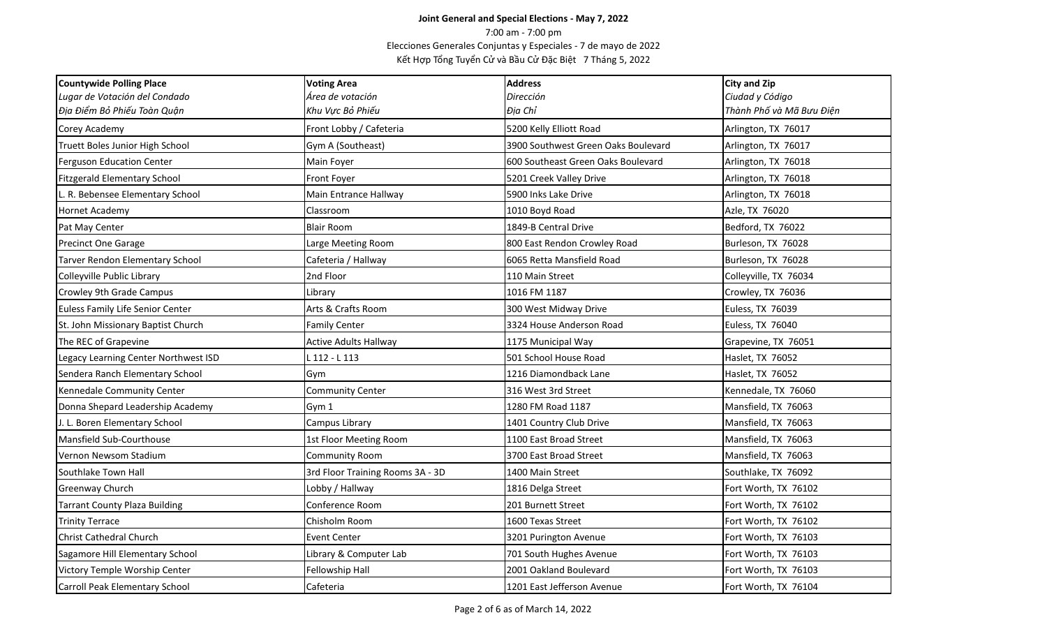# Joint General and Special Elections - May 7, 2022

7:00 am - 7:00 pm

Elecciones Generales Conjuntas y Especiales - 7 de mayo de 2022

Kết Hợp Tổng Tuyển Cử và Bầu Cử Đặc Biệt 7 Tháng 5, 2022

| **Countywide Polling Place**<br>*Lugar de Votación del Condado*<br>*Địa Điểm Bỏ Phiếu Toàn Quận* | **Voting Area**<br>*Área de votación*<br>*Khu Vực Bỏ Phiếu* | **Address**<br>*Dirección*<br>*Địa Chỉ* | **City and Zip**<br>*Ciudad y Código*<br>*Thành Phố và Mã Bưu Điện* |
|---|---|---|---|
| Corey Academy | Front Lobby / Cafeteria | 5200 Kelly Elliott Road | Arlington, TX 76017 |
| Truett Boles Junior High School | Gym A (Southeast) | 3900 Southwest Green Oaks Boulevard | Arlington, TX 76017 |
| Ferguson Education Center | Main Foyer | 600 Southeast Green Oaks Boulevard | Arlington, TX 76018 |
| Fitzgerald Elementary School | Front Foyer | 5201 Creek Valley Drive | Arlington, TX 76018 |
| L. R. Bebensee Elementary School | Main Entrance Hallway | 5900 Inks Lake Drive | Arlington, TX 76018 |
| Hornet Academy | Classroom | 1010 Boyd Road | Azle, TX 76020 |
| Pat May Center | Blair Room | 1849-B Central Drive | Bedford, TX 76022 |
| Precinct One Garage | Large Meeting Room | 800 East Rendon Crowley Road | Burleson, TX 76028 |
| Tarver Rendon Elementary School | Cafeteria / Hallway | 6065 Retta Mansfield Road | Burleson, TX 76028 |
| Colleyville Public Library | 2nd Floor | 110 Main Street | Colleyville, TX 76034 |
| Crowley 9th Grade Campus | Library | 1016 FM 1187 | Crowley, TX 76036 |
| Euless Family Life Senior Center | Arts & Crafts Room | 300 West Midway Drive | Euless, TX 76039 |
| St. John Missionary Baptist Church | Family Center | 3324 House Anderson Road | Euless, TX 76040 |
| The REC of Grapevine | Active Adults Hallway | 1175 Municipal Way | Grapevine, TX 76051 |
| Legacy Learning Center Northwest ISD | L 112 - L 113 | 501 School House Road | Haslet, TX 76052 |
| Sendera Ranch Elementary School | Gym | 1216 Diamondback Lane | Haslet, TX 76052 |
| Kennedale Community Center | Community Center | 316 West 3rd Street | Kennedale, TX 76060 |
| Donna Shepard Leadership Academy | Gym 1 | 1280 FM Road 1187 | Mansfield, TX 76063 |
| J. L. Boren Elementary School | Campus Library | 1401 Country Club Drive | Mansfield, TX 76063 |
| Mansfield Sub-Courthouse | 1st Floor Meeting Room | 1100 East Broad Street | Mansfield, TX 76063 |
| Vernon Newsom Stadium | Community Room | 3700 East Broad Street | Mansfield, TX 76063 |
| Southlake Town Hall | 3rd Floor Training Rooms 3A - 3D | 1400 Main Street | Southlake, TX 76092 |
| Greenway Church | Lobby / Hallway | 1816 Delga Street | Fort Worth, TX 76102 |
| Tarrant County Plaza Building | Conference Room | 201 Burnett Street | Fort Worth, TX 76102 |
| Trinity Terrace | Chisholm Room | 1600 Texas Street | Fort Worth, TX 76102 |
| Christ Cathedral Church | Event Center | 3201 Purington Avenue | Fort Worth, TX 76103 |
| Sagamore Hill Elementary School | Library & Computer Lab | 701 South Hughes Avenue | Fort Worth, TX 76103 |
| Victory Temple Worship Center | Fellowship Hall | 2001 Oakland Boulevard | Fort Worth, TX 76103 |
| Carroll Peak Elementary School | Cafeteria | 1201 East Jefferson Avenue | Fort Worth, TX 76104 |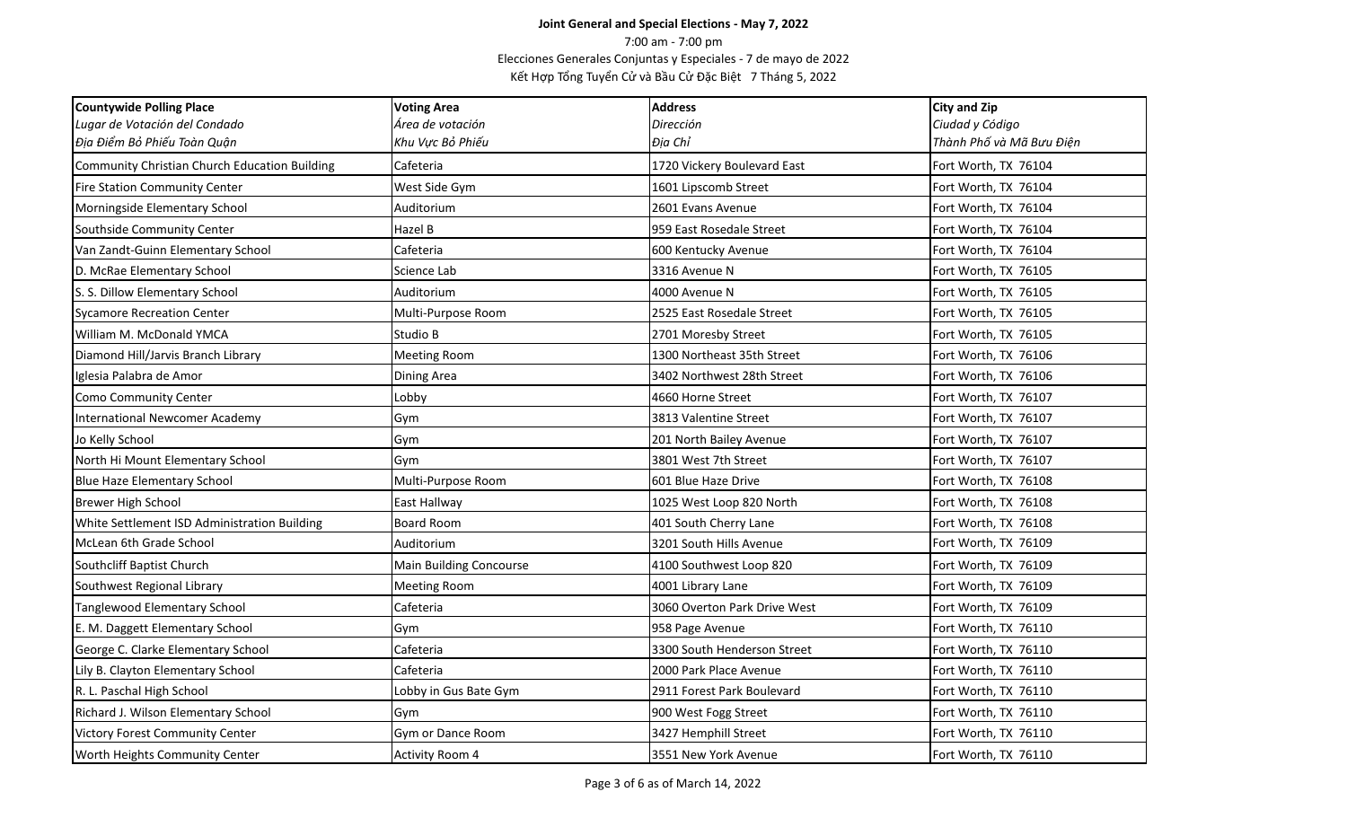**Joint General and Special Elections - May 7, 2022**

7:00 am - 7:00 pm

Elecciones Generales Conjuntas y Especiales - 7 de mayo de 2022

Kết Hợp Tổng Tuyển Cử và Bầu Cử Đặc Biệt 7 Tháng 5, 2022

| **Countywide Polling Place**<br>*Lugar de Votación del Condado*<br>*Địa Điểm Bỏ Phiếu Toàn Quận* | **Voting Area**<br>*Área de votación*<br>*Khu Vực Bỏ Phiếu* | **Address**<br>*Dirección*<br>*Địa Chỉ* | **City and Zip**<br>*Ciudad y Código*<br>*Thành Phố và Mã Bưu Điện* |
|---|---|---|---|
| Community Christian Church Education Building | Cafeteria | 1720 Vickery Boulevard East | Fort Worth, TX 76104 |
| Fire Station Community Center | West Side Gym | 1601 Lipscomb Street | Fort Worth, TX 76104 |
| Morningside Elementary School | Auditorium | 2601 Evans Avenue | Fort Worth, TX 76104 |
| Southside Community Center | Hazel B | 959 East Rosedale Street | Fort Worth, TX 76104 |
| Van Zandt-Guinn Elementary School | Cafeteria | 600 Kentucky Avenue | Fort Worth, TX 76104 |
| D. McRae Elementary School | Science Lab | 3316 Avenue N | Fort Worth, TX 76105 |
| S. S. Dillow Elementary School | Auditorium | 4000 Avenue N | Fort Worth, TX 76105 |
| Sycamore Recreation Center | Multi-Purpose Room | 2525 East Rosedale Street | Fort Worth, TX 76105 |
| William M. McDonald YMCA | Studio B | 2701 Moresby Street | Fort Worth, TX 76105 |
| Diamond Hill/Jarvis Branch Library | Meeting Room | 1300 Northeast 35th Street | Fort Worth, TX 76106 |
| Iglesia Palabra de Amor | Dining Area | 3402 Northwest 28th Street | Fort Worth, TX 76106 |
| Como Community Center | Lobby | 4660 Horne Street | Fort Worth, TX 76107 |
| International Newcomer Academy | Gym | 3813 Valentine Street | Fort Worth, TX 76107 |
| Jo Kelly School | Gym | 201 North Bailey Avenue | Fort Worth, TX 76107 |
| North Hi Mount Elementary School | Gym | 3801 West 7th Street | Fort Worth, TX 76107 |
| Blue Haze Elementary School | Multi-Purpose Room | 601 Blue Haze Drive | Fort Worth, TX 76108 |
| Brewer High School | East Hallway | 1025 West Loop 820 North | Fort Worth, TX 76108 |
| White Settlement ISD Administration Building | Board Room | 401 South Cherry Lane | Fort Worth, TX 76108 |
| McLean 6th Grade School | Auditorium | 3201 South Hills Avenue | Fort Worth, TX 76109 |
| Southcliff Baptist Church | Main Building Concourse | 4100 Southwest Loop 820 | Fort Worth, TX 76109 |
| Southwest Regional Library | Meeting Room | 4001 Library Lane | Fort Worth, TX 76109 |
| Tanglewood Elementary School | Cafeteria | 3060 Overton Park Drive West | Fort Worth, TX 76109 |
| E. M. Daggett Elementary School | Gym | 958 Page Avenue | Fort Worth, TX 76110 |
| George C. Clarke Elementary School | Cafeteria | 3300 South Henderson Street | Fort Worth, TX 76110 |
| Lily B. Clayton Elementary School | Cafeteria | 2000 Park Place Avenue | Fort Worth, TX 76110 |
| R. L. Paschal High School | Lobby in Gus Bate Gym | 2911 Forest Park Boulevard | Fort Worth, TX 76110 |
| Richard J. Wilson Elementary School | Gym | 900 West Fogg Street | Fort Worth, TX 76110 |
| Victory Forest Community Center | Gym or Dance Room | 3427 Hemphill Street | Fort Worth, TX 76110 |
| Worth Heights Community Center | Activity Room 4 | 3551 New York Avenue | Fort Worth, TX 76110 |

as of March 14, 2022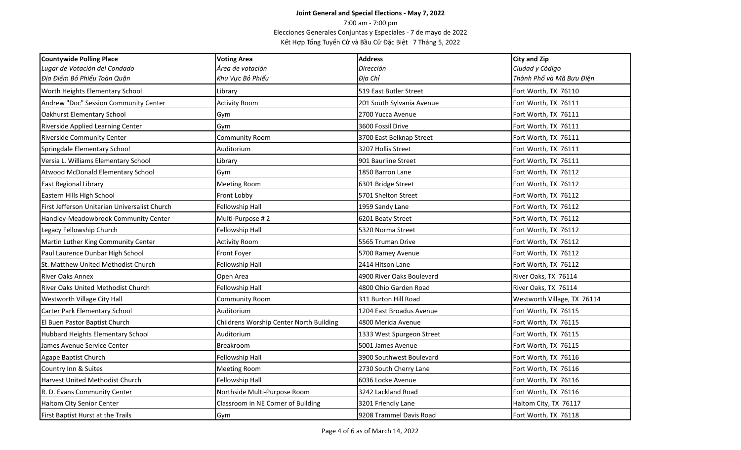**Joint General and Special Elections - May 7, 2022**

7:00 am - 7:00 pm

Elecciones Generales Conjuntas y Especiales - 7 de mayo de 2022

Kết Hợp Tổng Tuyển Cử và Bầu Cử Đặc Biệt 7 Tháng 5, 2022

| **Countywide Polling Place**<br>*Lugar de Votación del Condado*<br>*Địa Điểm Bỏ Phiếu Toàn Quận* | **Voting Area**<br>*Área de votación*<br>*Khu Vực Bỏ Phiếu* | **Address**<br>*Dirección*<br>*Địa Chỉ* | **City and Zip**<br>*Ciudad y Código*<br>*Thành Phố và Mã Bưu Điện* |
|---|---|---|---|
| Worth Heights Elementary School | Library | 519 East Butler Street | Fort Worth, TX 76110 |
| Andrew "Doc" Session Community Center | Activity Room | 201 South Sylvania Avenue | Fort Worth, TX 76111 |
| Oakhurst Elementary School | Gym | 2700 Yucca Avenue | Fort Worth, TX 76111 |
| Riverside Applied Learning Center | Gym | 3600 Fossil Drive | Fort Worth, TX 76111 |
| Riverside Community Center | Community Room | 3700 East Belknap Street | Fort Worth, TX 76111 |
| Springdale Elementary School | Auditorium | 3207 Hollis Street | Fort Worth, TX 76111 |
| Versia L. Williams Elementary School | Library | 901 Baurline Street | Fort Worth, TX 76111 |
| Atwood McDonald Elementary School | Gym | 1850 Barron Lane | Fort Worth, TX 76112 |
| East Regional Library | Meeting Room | 6301 Bridge Street | Fort Worth, TX 76112 |
| Eastern Hills High School | Front Lobby | 5701 Shelton Street | Fort Worth, TX 76112 |
| First Jefferson Unitarian Universalist Church | Fellowship Hall | 1959 Sandy Lane | Fort Worth, TX 76112 |
| Handley-Meadowbrook Community Center | Multi-Purpose # 2 | 6201 Beaty Street | Fort Worth, TX 76112 |
| Legacy Fellowship Church | Fellowship Hall | 5320 Norma Street | Fort Worth, TX 76112 |
| Martin Luther King Community Center | Activity Room | 5565 Truman Drive | Fort Worth, TX 76112 |
| Paul Laurence Dunbar High School | Front Foyer | 5700 Ramey Avenue | Fort Worth, TX 76112 |
| St. Matthew United Methodist Church | Fellowship Hall | 2414 Hitson Lane | Fort Worth, TX 76112 |
| River Oaks Annex | Open Area | 4900 River Oaks Boulevard | River Oaks, TX 76114 |
| River Oaks United Methodist Church | Fellowship Hall | 4800 Ohio Garden Road | River Oaks, TX 76114 |
| Westworth Village City Hall | Community Room | 311 Burton Hill Road | Westworth Village, TX 76114 |
| Carter Park Elementary School | Auditorium | 1204 East Broadus Avenue | Fort Worth, TX 76115 |
| El Buen Pastor Baptist Church | Childrens Worship Center North Building | 4800 Merida Avenue | Fort Worth, TX 76115 |
| Hubbard Heights Elementary School | Auditorium | 1333 West Spurgeon Street | Fort Worth, TX 76115 |
| James Avenue Service Center | Breakroom | 5001 James Avenue | Fort Worth, TX 76115 |
| Agape Baptist Church | Fellowship Hall | 3900 Southwest Boulevard | Fort Worth, TX 76116 |
| Country Inn & Suites | Meeting Room | 2730 South Cherry Lane | Fort Worth, TX 76116 |
| Harvest United Methodist Church | Fellowship Hall | 6036 Locke Avenue | Fort Worth, TX 76116 |
| R. D. Evans Community Center | Northside Multi-Purpose Room | 3242 Lackland Road | Fort Worth, TX 76116 |
| Haltom City Senior Center | Classroom in NE Corner of Building | 3201 Friendly Lane | Haltom City, TX 76117 |
| First Baptist Hurst at the Trails | Gym | 9208 Trammel Davis Road | Fort Worth, TX 76118 |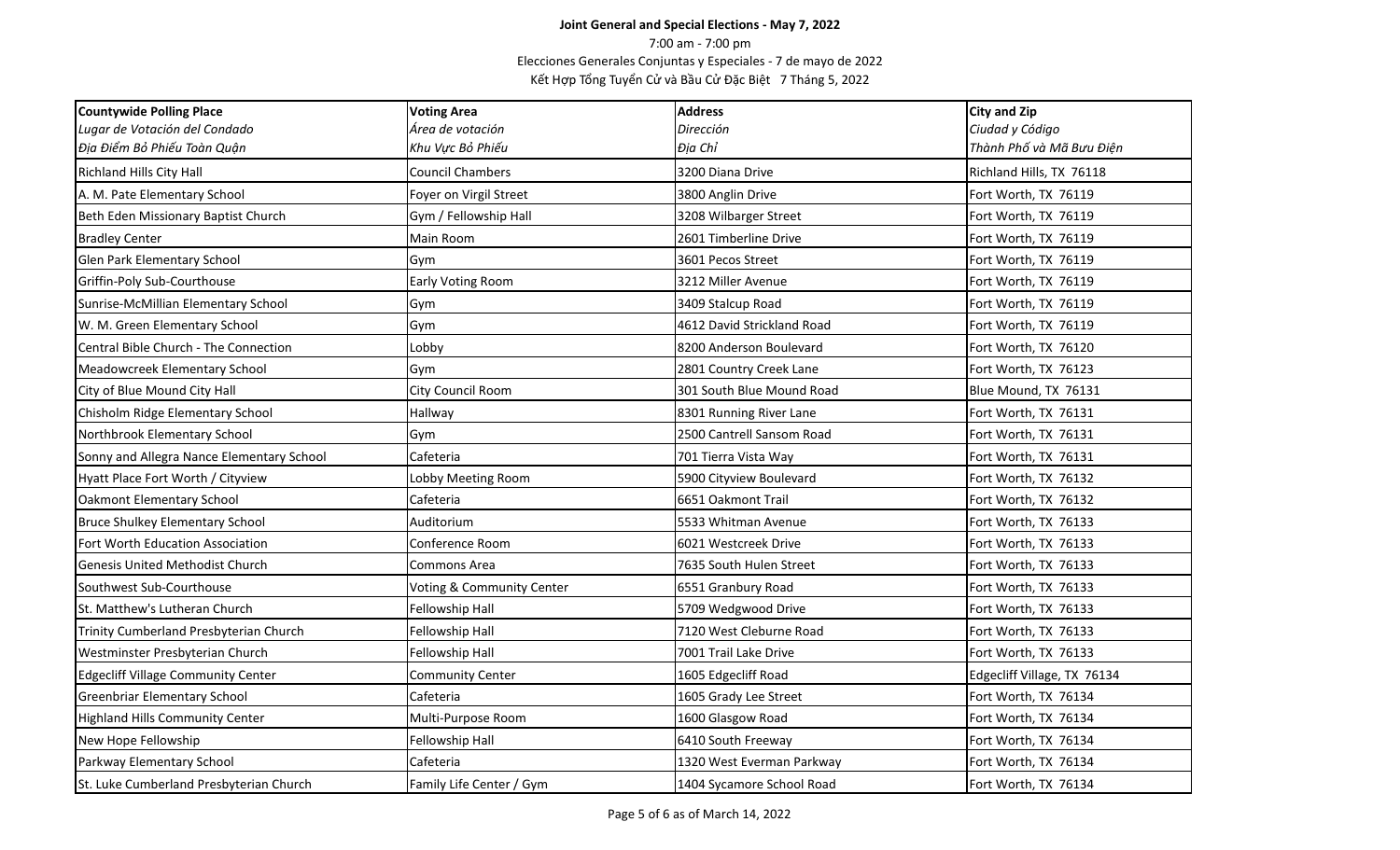**Joint General and Special Elections - May 7, 2022**

7:00 am - 7:00 pm

Elecciones Generales Conjuntas y Especiales - 7 de mayo de 2022

Kết Hợp Tổng Tuyển Cử và Bầu Cử Đặc Biệt 7 Tháng 5, 2022

| **Countywide Polling Place**<br>*Lugar de Votación del Condado*<br>*Địa Điểm Bỏ Phiếu Toàn Quận* | **Voting Area**<br>*Área de votación*<br>*Khu Vực Bỏ Phiếu* | **Address**<br>*Dirección*<br>*Địa Chỉ* | **City and Zip**<br>*Ciudad y Código*<br>*Thành Phố và Mã Bưu Điện* |
|---|---|---|---|
| Richland Hills City Hall | Council Chambers | 3200 Diana Drive | Richland Hills, TX 76118 |
| A. M. Pate Elementary School | Foyer on Virgil Street | 3800 Anglin Drive | Fort Worth, TX 76119 |
| Beth Eden Missionary Baptist Church | Gym / Fellowship Hall | 3208 Wilbarger Street | Fort Worth, TX 76119 |
| Bradley Center | Main Room | 2601 Timberline Drive | Fort Worth, TX 76119 |
| Glen Park Elementary School | Gym | 3601 Pecos Street | Fort Worth, TX 76119 |
| Griffin-Poly Sub-Courthouse | Early Voting Room | 3212 Miller Avenue | Fort Worth, TX 76119 |
| Sunrise-McMillian Elementary School | Gym | 3409 Stalcup Road | Fort Worth, TX 76119 |
| W. M. Green Elementary School | Gym | 4612 David Strickland Road | Fort Worth, TX 76119 |
| Central Bible Church - The Connection | Lobby | 8200 Anderson Boulevard | Fort Worth, TX 76120 |
| Meadowcreek Elementary School | Gym | 2801 Country Creek Lane | Fort Worth, TX 76123 |
| City of Blue Mound City Hall | City Council Room | 301 South Blue Mound Road | Blue Mound, TX 76131 |
| Chisholm Ridge Elementary School | Hallway | 8301 Running River Lane | Fort Worth, TX 76131 |
| Northbrook Elementary School | Gym | 2500 Cantrell Sansom Road | Fort Worth, TX 76131 |
| Sonny and Allegra Nance Elementary School | Cafeteria | 701 Tierra Vista Way | Fort Worth, TX 76131 |
| Hyatt Place Fort Worth / Cityview | Lobby Meeting Room | 5900 Cityview Boulevard | Fort Worth, TX 76132 |
| Oakmont Elementary School | Cafeteria | 6651 Oakmont Trail | Fort Worth, TX 76132 |
| Bruce Shulkey Elementary School | Auditorium | 5533 Whitman Avenue | Fort Worth, TX 76133 |
| Fort Worth Education Association | Conference Room | 6021 Westcreek Drive | Fort Worth, TX 76133 |
| Genesis United Methodist Church | Commons Area | 7635 South Hulen Street | Fort Worth, TX 76133 |
| Southwest Sub-Courthouse | Voting & Community Center | 6551 Granbury Road | Fort Worth, TX 76133 |
| St. Matthew's Lutheran Church | Fellowship Hall | 5709 Wedgwood Drive | Fort Worth, TX 76133 |
| Trinity Cumberland Presbyterian Church | Fellowship Hall | 7120 West Cleburne Road | Fort Worth, TX 76133 |
| Westminster Presbyterian Church | Fellowship Hall | 7001 Trail Lake Drive | Fort Worth, TX 76133 |
| Edgecliff Village Community Center | Community Center | 1605 Edgecliff Road | Edgecliff Village, TX 76134 |
| Greenbriar Elementary School | Cafeteria | 1605 Grady Lee Street | Fort Worth, TX 76134 |
| Highland Hills Community Center | Multi-Purpose Room | 1600 Glasgow Road | Fort Worth, TX 76134 |
| New Hope Fellowship | Fellowship Hall | 6410 South Freeway | Fort Worth, TX 76134 |
| Parkway Elementary School | Cafeteria | 1320 West Everman Parkway | Fort Worth, TX 76134 |
| St. Luke Cumberland Presbyterian Church | Family Life Center / Gym | 1404 Sycamore School Road | Fort Worth, TX 76134 |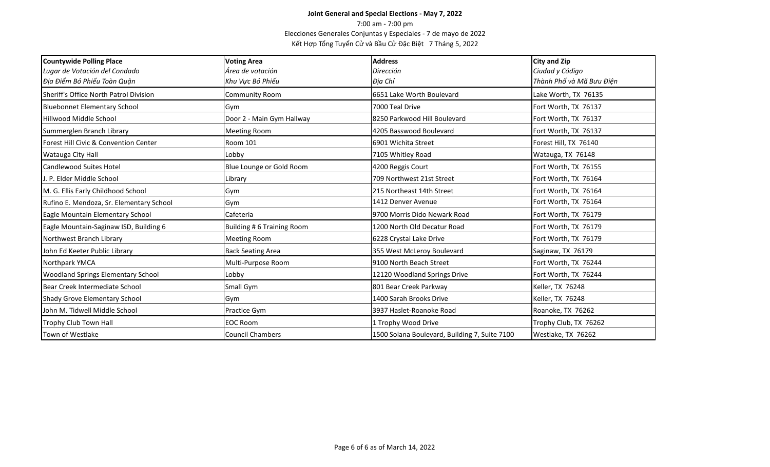**Joint General and Special Elections - May 7, 2022**

7:00 am - 7:00 pm

Elecciones Generales Conjuntas y Especiales - 7 de mayo de 2022

Kết Hợp Tổng Tuyển Cử và Bầu Cử Đặc Biệt 7 Tháng 5, 2022

| **Countywide Polling Place**<br>*Lugar de Votación del Condado*<br>*Địa Điểm Bỏ Phiếu Toàn Quận* | **Voting Area**<br>*Área de votación*<br>*Khu Vực Bỏ Phiếu* | **Address**<br>*Dirección*<br>*Địa Chỉ* | **City and Zip**<br>*Ciudad y Código*<br>*Thành Phố và Mã Bưu Điện* |
|---|---|---|---|
| Sheriff's Office North Patrol Division | Community Room | 6651 Lake Worth Boulevard | Lake Worth, TX 76135 |
| Bluebonnet Elementary School | Gym | 7000 Teal Drive | Fort Worth, TX 76137 |
| Hillwood Middle School | Door 2 - Main Gym Hallway | 8250 Parkwood Hill Boulevard | Fort Worth, TX 76137 |
| Summerglen Branch Library | Meeting Room | 4205 Basswood Boulevard | Fort Worth, TX 76137 |
| Forest Hill Civic & Convention Center | Room 101 | 6901 Wichita Street | Forest Hill, TX 76140 |
| Watauga City Hall | Lobby | 7105 Whitley Road | Watauga, TX 76148 |
| Candlewood Suites Hotel | Blue Lounge or Gold Room | 4200 Reggis Court | Fort Worth, TX 76155 |
| J. P. Elder Middle School | Library | 709 Northwest 21st Street | Fort Worth, TX 76164 |
| M. G. Ellis Early Childhood School | Gym | 215 Northeast 14th Street | Fort Worth, TX 76164 |
| Rufino E. Mendoza, Sr. Elementary School | Gym | 1412 Denver Avenue | Fort Worth, TX 76164 |
| Eagle Mountain Elementary School | Cafeteria | 9700 Morris Dido Newark Road | Fort Worth, TX 76179 |
| Eagle Mountain-Saginaw ISD, Building 6 | Building # 6 Training Room | 1200 North Old Decatur Road | Fort Worth, TX 76179 |
| Northwest Branch Library | Meeting Room | 6228 Crystal Lake Drive | Fort Worth, TX 76179 |
| John Ed Keeter Public Library | Back Seating Area | 355 West McLeroy Boulevard | Saginaw, TX 76179 |
| Northpark YMCA | Multi-Purpose Room | 9100 North Beach Street | Fort Worth, TX 76244 |
| Woodland Springs Elementary School | Lobby | 12120 Woodland Springs Drive | Fort Worth, TX 76244 |
| Bear Creek Intermediate School | Small Gym | 801 Bear Creek Parkway | Keller, TX 76248 |
| Shady Grove Elementary School | Gym | 1400 Sarah Brooks Drive | Keller, TX 76248 |
| John M. Tidwell Middle School | Practice Gym | 3937 Haslet-Roanoke Road | Roanoke, TX 76262 |
| Trophy Club Town Hall | EOC Room | 1 Trophy Wood Drive | Trophy Club, TX 76262 |
| Town of Westlake | Council Chambers | 1500 Solana Boulevard, Building 7, Suite 7100 | Westlake, TX 76262 |

as of March 14, 2022